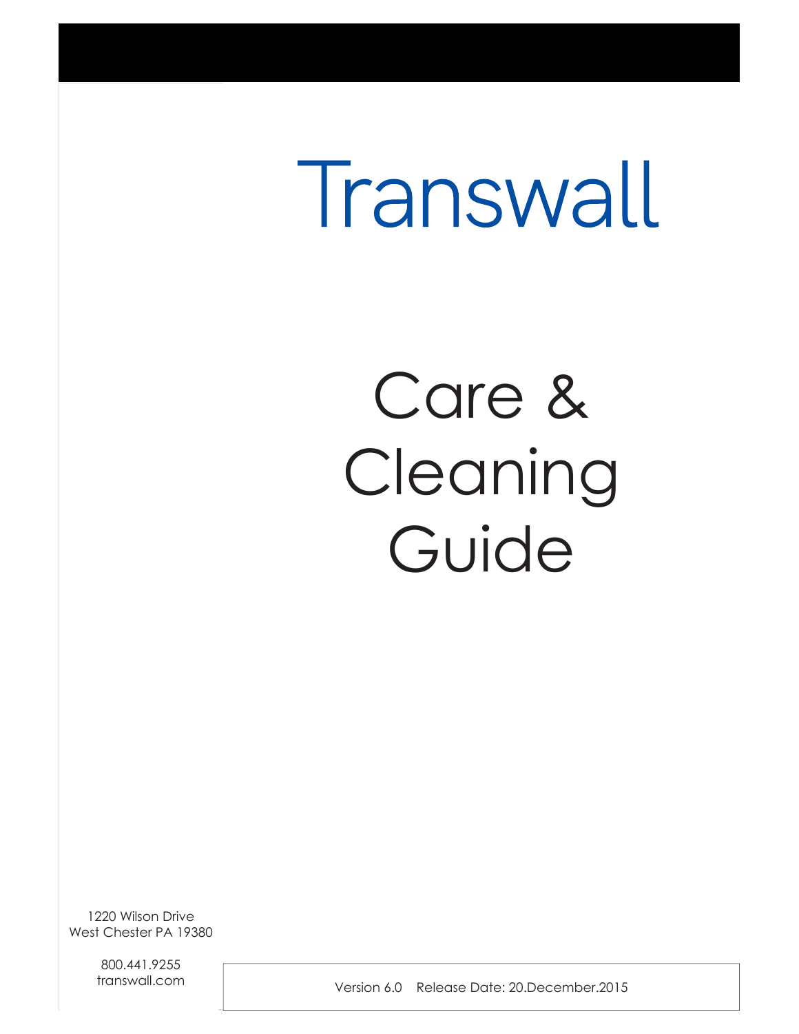# Transwall

# Care & Cleaning Guide

1220 Wilson Drive
West Chester PA 19380

800.441.9255
transwall.com

Version 6.0 Release Date: 20.December.2015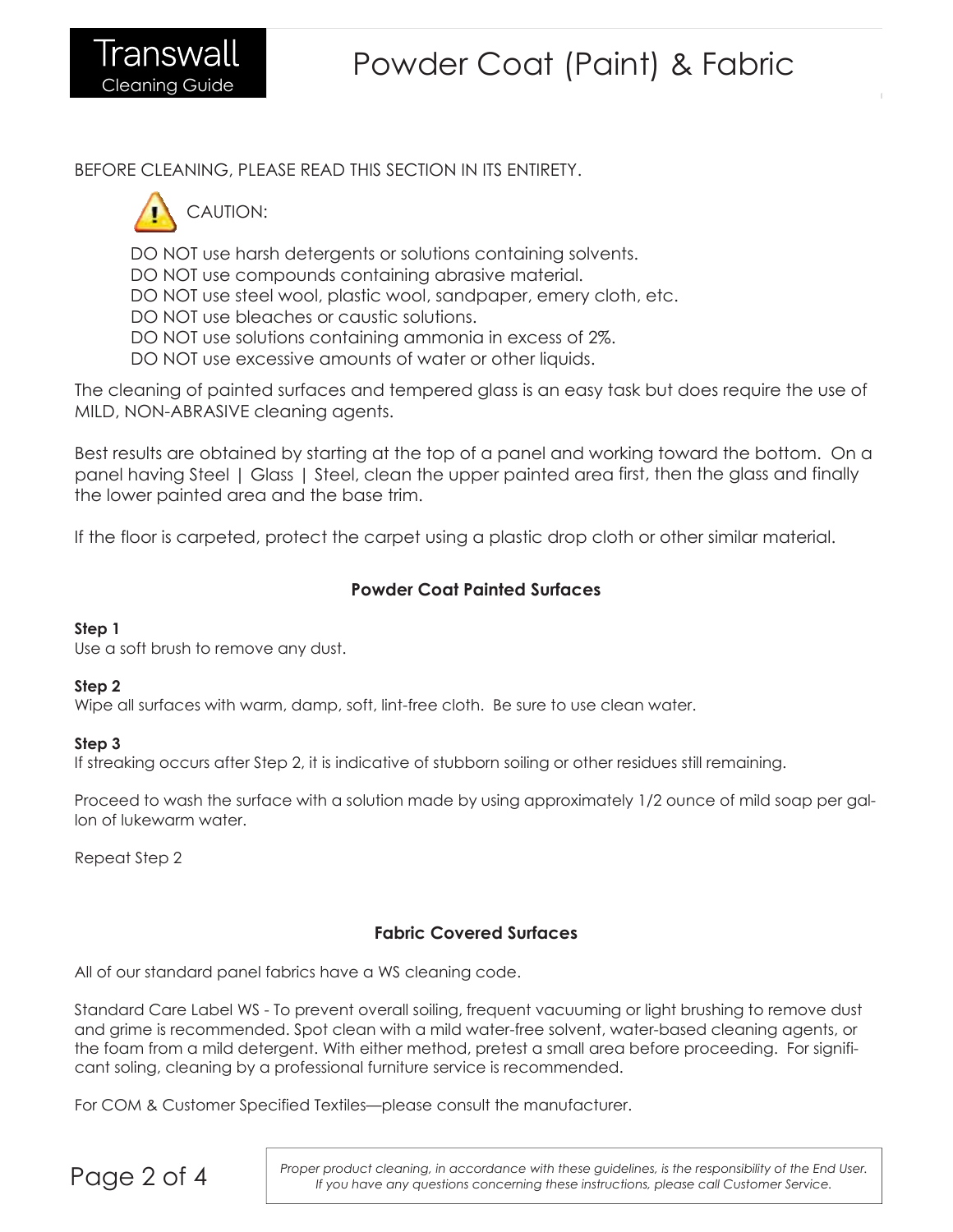# Powder Coat (Paint) & Fabric

BEFORE CLEANING, PLEASE READ THIS SECTION IN ITS ENTIRETY.

CAUTION:

DO NOT use harsh detergents or solutions containing solvents.
DO NOT use compounds containing abrasive material.
DO NOT use steel wool, plastic wool, sandpaper, emery cloth, etc.
DO NOT use bleaches or caustic solutions.
DO NOT use solutions containing ammonia in excess of 2%.
DO NOT use excessive amounts of water or other liquids.

The cleaning of painted surfaces and tempered glass is an easy task but does require the use of MILD, NON-ABRASIVE cleaning agents.

Best results are obtained by starting at the top of a panel and working toward the bottom. On a panel having Steel | Glass | Steel, clean the upper painted area first, then the glass and finally the lower painted area and the base trim.

If the floor is carpeted, protect the carpet using a plastic drop cloth or other similar material.

## Powder Coat Painted Surfaces

**Step 1**
Use a soft brush to remove any dust.

**Step 2**
Wipe all surfaces with warm, damp, soft, lint-free cloth. Be sure to use clean water.

**Step 3**
If streaking occurs after Step 2, it is indicative of stubborn soiling or other residues still remaining.

Proceed to wash the surface with a solution made by using approximately 1/2 ounce of mild soap per gallon of lukewarm water.

Repeat Step 2

## Fabric Covered Surfaces

All of our standard panel fabrics have a WS cleaning code.

Standard Care Label WS - To prevent overall soiling, frequent vacuuming or light brushing to remove dust and grime is recommended. Spot clean with a mild water-free solvent, water-based cleaning agents, or the foam from a mild detergent. With either method, pretest a small area before proceeding. For significant soling, cleaning by a professional furniture service is recommended.

For COM & Customer Specified Textiles—please consult the manufacturer.

*Proper product cleaning, in accordance with these guidelines, is the responsibility of the End User. If you have any questions concerning these instructions, please call Customer Service.*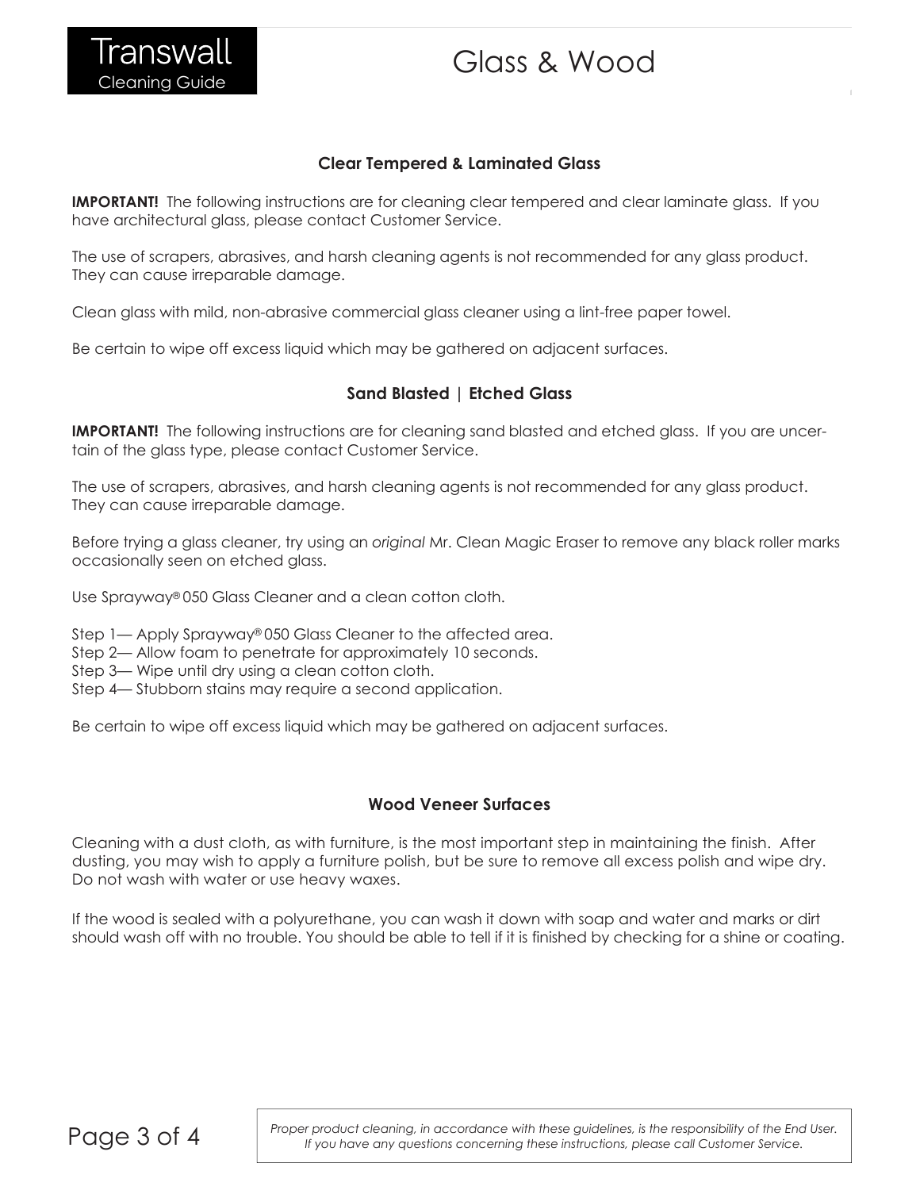# Glass & Wood

### Clear Tempered & Laminated Glass

**IMPORTANT!** The following instructions are for cleaning clear tempered and clear laminate glass. If you have architectural glass, please contact Customer Service.

The use of scrapers, abrasives, and harsh cleaning agents is not recommended for any glass product. They can cause irreparable damage.

Clean glass with mild, non-abrasive commercial glass cleaner using a lint-free paper towel.

Be certain to wipe off excess liquid which may be gathered on adjacent surfaces.

### Sand Blasted | Etched Glass

**IMPORTANT!** The following instructions are for cleaning sand blasted and etched glass. If you are uncertain of the glass type, please contact Customer Service.

The use of scrapers, abrasives, and harsh cleaning agents is not recommended for any glass product. They can cause irreparable damage.

Before trying a glass cleaner, try using an *original* Mr. Clean Magic Eraser to remove any black roller marks occasionally seen on etched glass.

Use Sprayway® 050 Glass Cleaner and a clean cotton cloth.

Step 1— Apply Sprayway® 050 Glass Cleaner to the affected area.
Step 2— Allow foam to penetrate for approximately 10 seconds.
Step 3— Wipe until dry using a clean cotton cloth.
Step 4— Stubborn stains may require a second application.

Be certain to wipe off excess liquid which may be gathered on adjacent surfaces.

### Wood Veneer Surfaces

Cleaning with a dust cloth, as with furniture, is the most important step in maintaining the finish. After dusting, you may wish to apply a furniture polish, but be sure to remove all excess polish and wipe dry. Do not wash with water or use heavy waxes.

If the wood is sealed with a polyurethane, you can wash it down with soap and water and marks or dirt should wash off with no trouble. You should be able to tell if it is finished by checking for a shine or coating.

*Proper product cleaning, in accordance with these guidelines, is the responsibility of the End User. If you have any questions concerning these instructions, please call Customer Service.*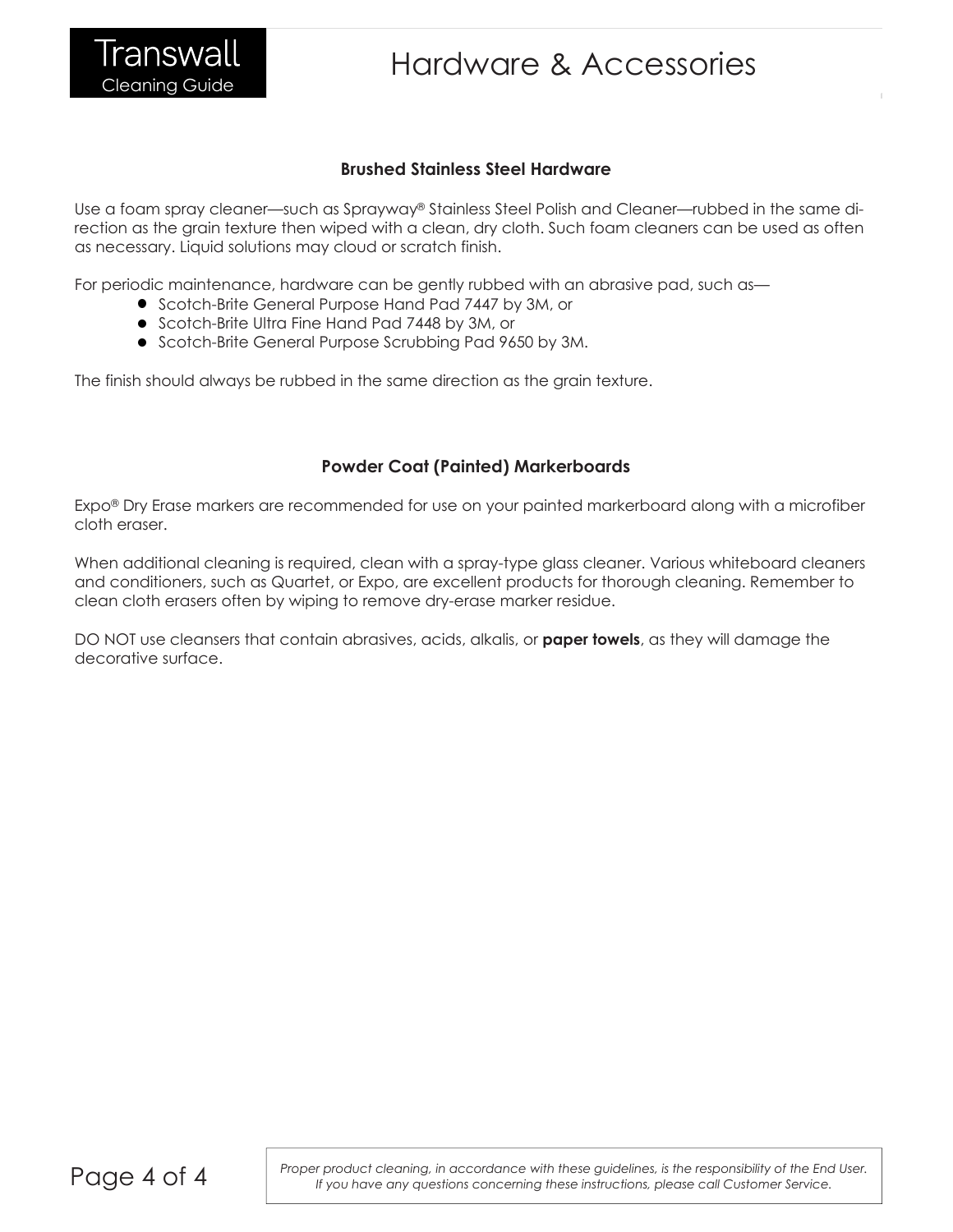# Hardware & Accessories

### Brushed Stainless Steel Hardware

Use a foam spray cleaner—such as Sprayway® Stainless Steel Polish and Cleaner—rubbed in the same direction as the grain texture then wiped with a clean, dry cloth. Such foam cleaners can be used as often as necessary. Liquid solutions may cloud or scratch finish.

For periodic maintenance, hardware can be gently rubbed with an abrasive pad, such as—

- Scotch-Brite General Purpose Hand Pad 7447 by 3M, or
- Scotch-Brite Ultra Fine Hand Pad 7448 by 3M, or
- Scotch-Brite General Purpose Scrubbing Pad 9650 by 3M.

The finish should always be rubbed in the same direction as the grain texture.

### Powder Coat (Painted) Markerboards

Expo® Dry Erase markers are recommended for use on your painted markerboard along with a microfiber cloth eraser.

When additional cleaning is required, clean with a spray-type glass cleaner. Various whiteboard cleaners and conditioners, such as Quartet, or Expo, are excellent products for thorough cleaning. Remember to clean cloth erasers often by wiping to remove dry-erase marker residue.

DO NOT use cleansers that contain abrasives, acids, alkalis, or **paper towels**, as they will damage the decorative surface.

*Proper product cleaning, in accordance with these guidelines, is the responsibility of the End User. If you have any questions concerning these instructions, please call Customer Service.*